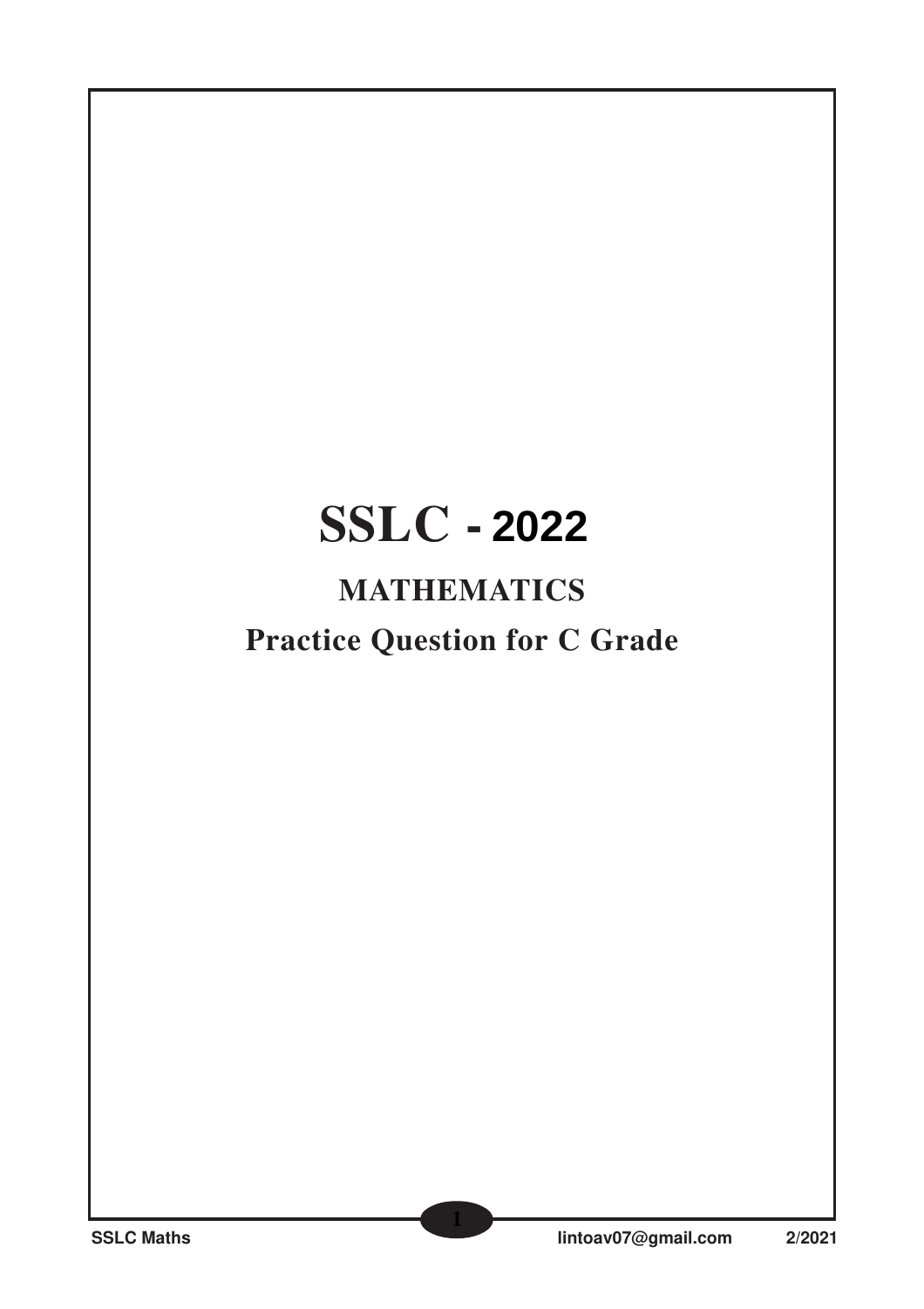# SSLC - 2022

## MATHEMATICS

## Practice Question for C Grade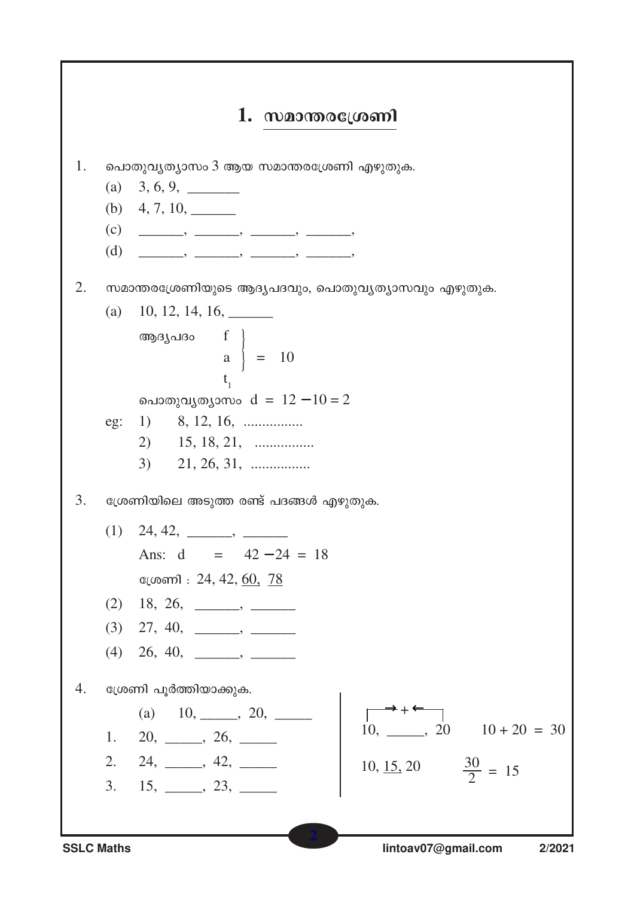# 1. സമാന്തരശ്രേണി

1. പൊതുവ്യത്യാസം 3 ആയ സമാന്തരശ്രേണി എഴുതുക.

   (a) 3, 6, 9, _______

   (b) 4, 7, 10, ______

   (c) ______, ______, ______, ______,

   (d) ______, ______, ______, ______,

2. സമാന്തരശ്രേണിയുടെ ആദ്യപദവും, പൊതുവ്യത്യാസവും എഴുതുക.

   (a) 10, 12, 14, 16, ______

   ആദ്യപദം $\left.\begin{matrix} f \\ a \\ t_1 \end{matrix}\right\} = 10$

   പൊതുവ്യത്യാസം $d = 12 - 10 = 2$

   eg: 1) 8, 12, 16, ................

   2) 15, 18, 21, ................

   3) 21, 26, 31, ................

3. ശ്രേണിയിലെ അടുത്ത രണ്ട് പദങ്ങൾ എഴുതുക.

   (1) 24, 42, ______, ______

   Ans: $d = 42 - 24 = 18$

   ശ്രേണി : 24, 42, <u>60,</u> <u>78</u>

   (2) 18, 26, ______, ______

   (3) 27, 40, ______, ______

   (4) 26, 40, ______, ______

4. ശ്രേണി പൂർത്തിയാക്കുക.

   (a) 10, _____, 20, _____

   1. 20, _____, 26, _____

   2. 24, _____, 42, _____

   3. 15, _____, 23, _____

   10, _____, 20 (→ + ←)  $10 + 20 = 30$

   10, <u>15,</u> 20  $\frac{30}{2} = 15$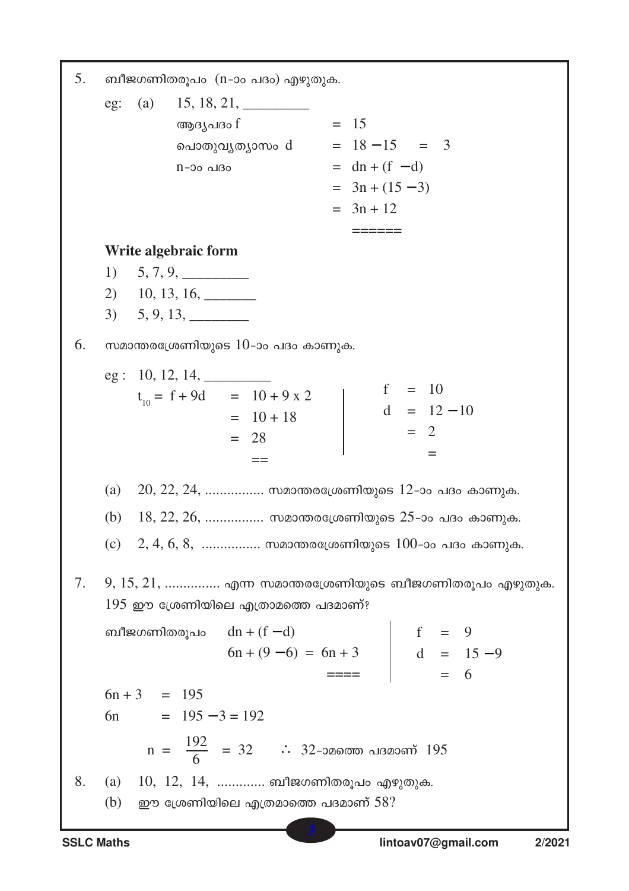5. ബീജഗണിതരൂപം (n-ാം പദം) എഴുതുക.

eg: (a) 15, 18, 21, _________

ആദ്യപദം f $= 15$

പൊതുവ്യത്യാസം d $= 18 - 15 = 3$

n-ാം പദം $= dn + (f - d)$

$= 3n + (15 - 3)$

$= 3n + 12$

**Write algebraic form**

1) 5, 7, 9, _________
2) 10, 13, 16, _______
3) 5, 9, 13, ________

6. സമാന്തരശ്രേണിയുടെ 10-ാം പദം കാണുക.

eg : 10, 12, 14, _________

$t_{10} = f + 9d = 10 + 9 \times 2$

$= 10 + 18$

$= 28$

$f = 10$

$d = 12 - 10$

$= 2$

(a) 20, 22, 24, ................ സമാന്തരശ്രേണിയുടെ 12-ാം പദം കാണുക.

(b) 18, 22, 26, ................ സമാന്തരശ്രേണിയുടെ 25-ാം പദം കാണുക.

(c) 2, 4, 6, 8, ................ സമാന്തരശ്രേണിയുടെ 100-ാം പദം കാണുക.

7. 9, 15, 21, ............... എന്ന സമാന്തരശ്രേണിയുടെ ബീജഗണിതരൂപം എഴുതുക. 195 ഈ ശ്രേണിയിലെ എത്രാമത്തെ പദമാണ്?

ബീജഗണിതരൂപം $dn + (f - d)$

$6n + (9 - 6) = 6n + 3$

$f = 9$

$d = 15 - 9$

$= 6$

$6n + 3 = 195$

$6n = 195 - 3 = 192$

$n = \frac{192}{6} = 32$ ∴ 32-ാമത്തെ പദമാണ് 195

8. (a) 10, 12, 14, ............. ബീജഗണിതരൂപം എഴുതുക.

(b) ഈ ശ്രേണിയിലെ എത്രാമത്തെ പദമാണ് 58?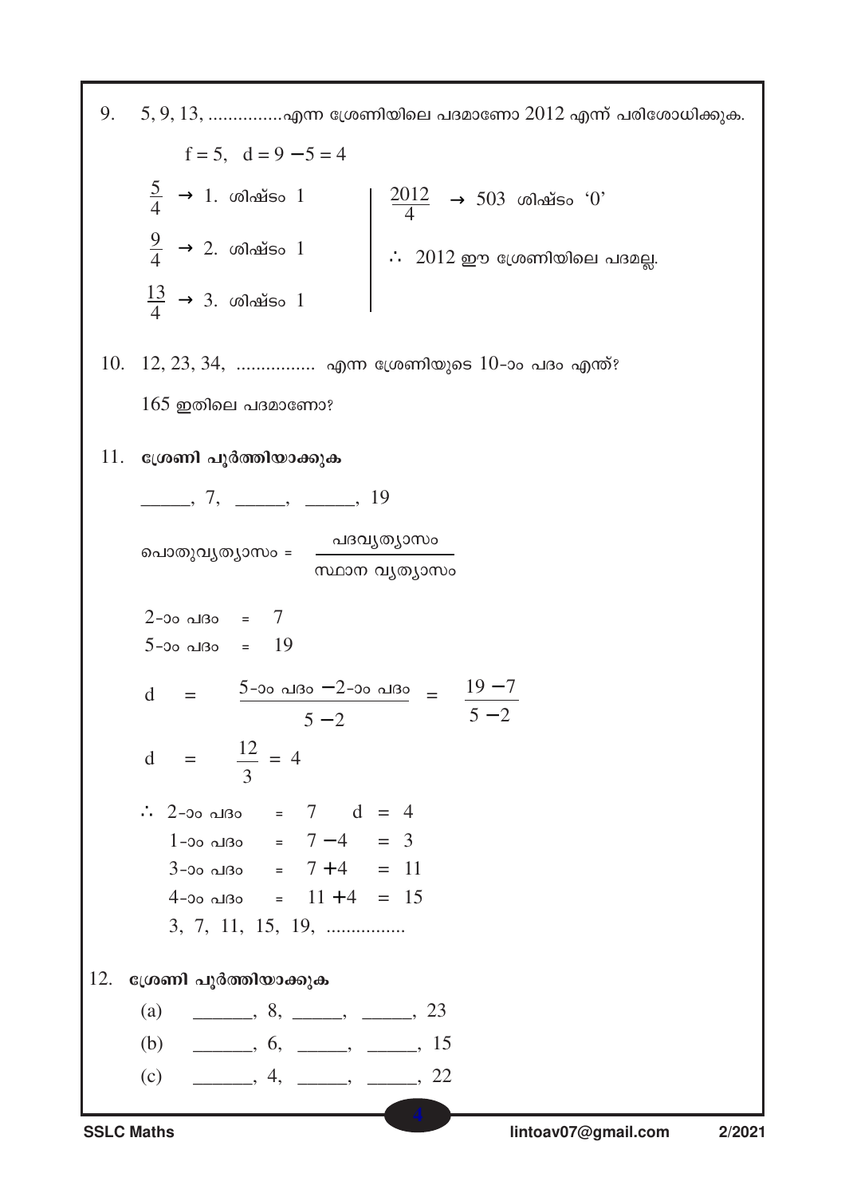9. 5, 9, 13, ...............എന്ന ശ്രേണിയിലെ പദമാണോ 2012 എന്ന് പരിശോധിക്കുക.

$f = 5, \quad d = 9 - 5 = 4$

$\frac{5}{4} \rightarrow$ 1. ശിഷ്ടം 1

$\frac{9}{4} \rightarrow$ 2. ശിഷ്ടം 1

$\frac{13}{4} \rightarrow$ 3. ശിഷ്ടം 1

$\frac{2012}{4} \rightarrow$ 503 ശിഷ്ടം '0'

$\therefore$ 2012 ഈ ശ്രേണിയിലെ പദമല്ല.

10. 12, 23, 34, ................ എന്ന ശ്രേണിയുടെ 10-ാം പദം എന്ത്?

165 ഇതിലെ പദമാണോ?

11. **ശ്രേണി പൂർത്തിയാക്കുക**

\_\_\_\_\_, 7, \_\_\_\_\_, \_\_\_\_\_, 19

$$\text{പൊതുവ്യത്യാസം} = \frac{\text{പദവ്യത്യാസം}}{\text{സ്ഥാന വ്യത്യാസം}}$$

2-ാം പദം = 7

5-ാം പദം = 19

$$d = \frac{\text{5-ാം പദം} - \text{2-ാം പദം}}{5 - 2} = \frac{19 - 7}{5 - 2}$$

$$d = \frac{12}{3} = 4$$

$\therefore$ 2-ാം പദം = 7 $\quad d = 4$

1-ാം പദം = $7 - 4 = 3$

3-ാം പദം = $7 + 4 = 11$

4-ാം പദം = $11 + 4 = 15$

3, 7, 11, 15, 19, ................

12. **ശ്രേണി പൂർത്തിയാക്കുക**

(a) \_\_\_\_\_\_, 8, \_\_\_\_\_, \_\_\_\_\_, 23

(b) \_\_\_\_\_\_, 6, \_\_\_\_\_, \_\_\_\_\_, 15

(c) \_\_\_\_\_\_, 4, \_\_\_\_\_, \_\_\_\_\_, 22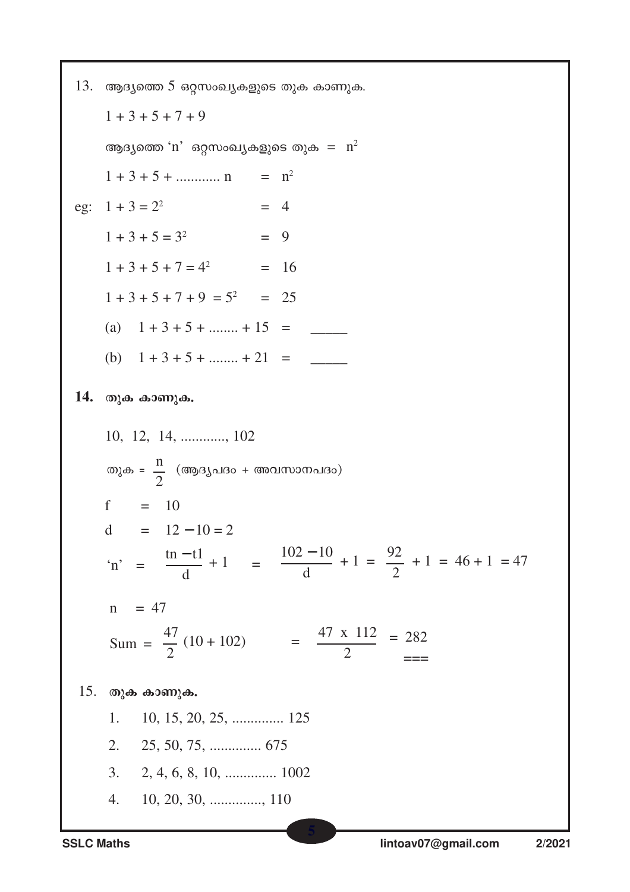13. ആദ്യത്തെ 5 ഒറ്റസംഖ്യകളുടെ തുക കാണുക.

$1 + 3 + 5 + 7 + 9$

ആദ്യത്തെ 'n' ഒറ്റസംഖ്യകളുടെ തുക $= n^2$

$1 + 3 + 5 + \ldots\ldots\ldots\ldots n \quad = n^2$

eg: $1 + 3 = 2^2 \quad = 4$

$1 + 3 + 5 = 3^2 \quad = 9$

$1 + 3 + 5 + 7 = 4^2 \quad = 16$

$1 + 3 + 5 + 7 + 9 = 5^2 \quad = 25$

(a) $1 + 3 + 5 + \ldots\ldots\ldots + 15 =$ \_\_\_\_\_

(b) $1 + 3 + 5 + \ldots\ldots\ldots + 21 =$ \_\_\_\_\_

**14. തുക കാണുക.**

10, 12, 14, ............, 102

തുക $= \frac{n}{2}$ (ആദ്യപദം + അവസാനപദം)

$f = 10$

$d = 12 - 10 = 2$

$'n' = \frac{tn - t1}{d} + 1 = \frac{102 - 10}{d} + 1 = \frac{92}{2} + 1 = 46 + 1 = 47$

$n = 47$

$\text{Sum} = \frac{47}{2}(10 + 102) = \frac{47 \times 112}{2} = 282$

15. **തുക കാണുക.**

1. 10, 15, 20, 25, .............. 125
2. 25, 50, 75, .............. 675
3. 2, 4, 6, 8, 10, .............. 1002
4. 10, 20, 30, .............., 110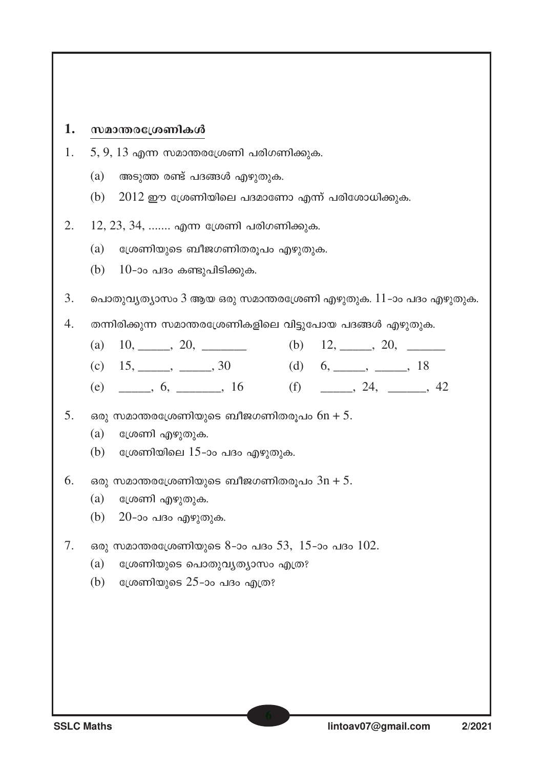## 1. സമാന്തരശ്രേണികൾ

1. 5, 9, 13 എന്ന സമാന്തരശ്രേണി പരിഗണിക്കുക.
   - (a) അടുത്ത രണ്ട് പദങ്ങൾ എഴുതുക.
   - (b) 2012 ഈ ശ്രേണിയിലെ പദമാണോ എന്ന് പരിശോധിക്കുക.

2. 12, 23, 34, ....... എന്ന ശ്രേണി പരിഗണിക്കുക.
   - (a) ശ്രേണിയുടെ ബീജഗണിതരൂപം എഴുതുക.
   - (b) 10-ാം പദം കണ്ടുപിടിക്കുക.

3. പൊതുവ്യത്യാസം 3 ആയ ഒരു സമാന്തരശ്രേണി എഴുതുക. 11-ാം പദം എഴുതുക.

4. തന്നിരിക്കുന്ന സമാന്തരശ്രേണികളിലെ വിട്ടുപോയ പദങ്ങൾ എഴുതുക.
   - (a) 10, _____, 20, _______
   - (b) 12, _____, 20, ______
   - (c) 15, _____, _____, 30
   - (d) 6, _____, _____, 18
   - (e) _____, 6, _______, 16
   - (f) _____, 24, ______, 42

5. ഒരു സമാന്തരശ്രേണിയുടെ ബീജഗണിതരൂപം $6n + 5$.
   - (a) ശ്രേണി എഴുതുക.
   - (b) ശ്രേണിയിലെ 15-ാം പദം എഴുതുക.

6. ഒരു സമാന്തരശ്രേണിയുടെ ബീജഗണിതരൂപം $3n + 5$.
   - (a) ശ്രേണി എഴുതുക.
   - (b) 20-ാം പദം എഴുതുക.

7. ഒരു സമാന്തരശ്രേണിയുടെ 8-ാം പദം 53, 15-ാം പദം 102.
   - (a) ശ്രേണിയുടെ പൊതുവ്യത്യാസം എത്ര?
   - (b) ശ്രേണിയുടെ 25-ാം പദം എത്ര?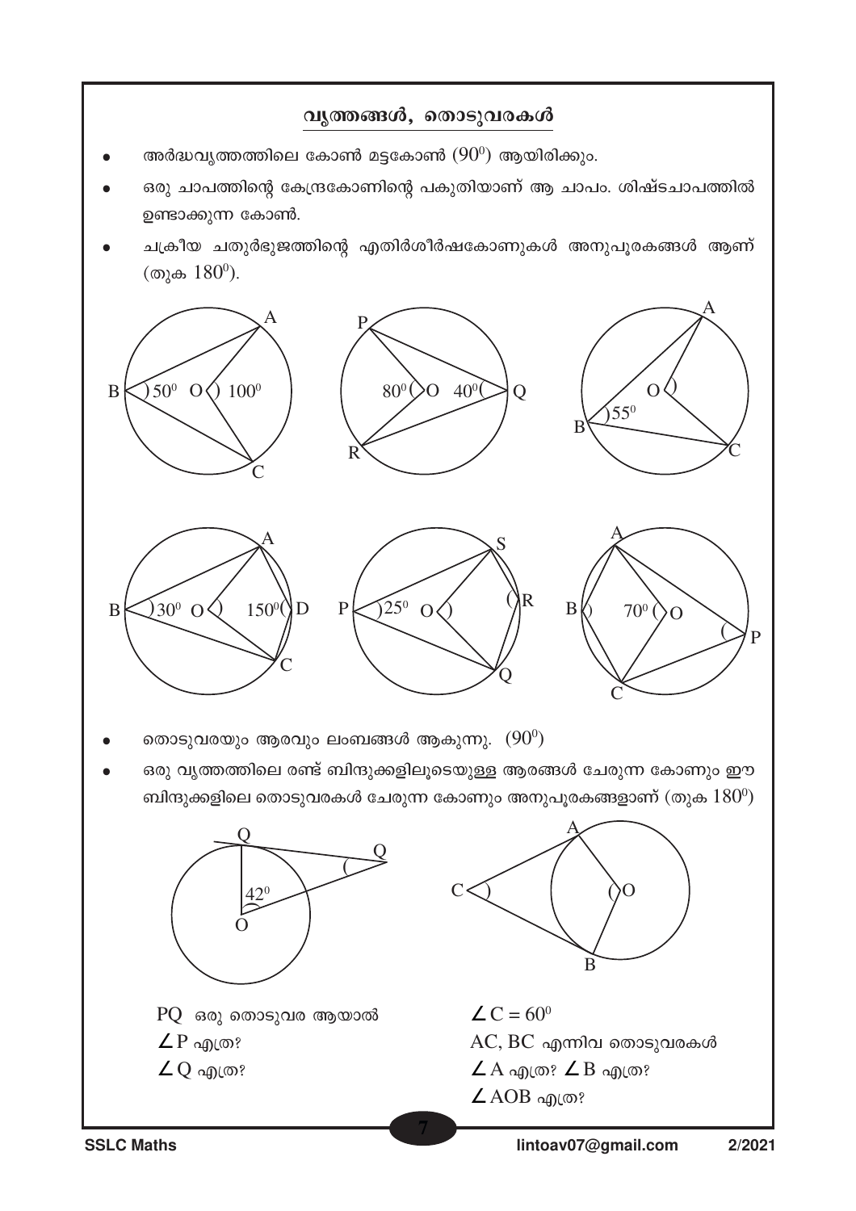## വൃത്തങ്ങൾ, തൊടുവരകൾ

- അർദ്ധവൃത്തത്തിലെ കോൺ മട്ടകോൺ $(90^0)$ ആയിരിക്കും.
- ഒരു ചാപത്തിന്റെ കേന്ദ്രകോണിന്റെ പകുതിയാണ് ആ ചാപം. ശിഷ്ടചാപത്തിൽ ഉണ്ടാക്കുന്ന കോൺ.
- ചക്രീയ ചതുർഭുജത്തിന്റെ എതിർശീർഷകോണുകൾ അനുപൂരകങ്ങൾ ആണ് (തുക $180^0$).

B $50^0$ O $100^0$ A C

P $80^0$ O $40^0$ Q R

A O B $55^0$ C

A B $30^0$ O $150^0$ D C

S P $25^0$ O R Q

A B $70^0$ O P C

- തൊടുവരയും ആരവും ലംബങ്ങൾ ആകുന്നു. $(90^0)$
- ഒരു വൃത്തത്തിലെ രണ്ട് ബിന്ദുക്കളിലൂടെയുള്ള ആരങ്ങൾ ചേരുന്ന കോണും ഈ ബിന്ദുക്കളിലെ തൊടുവരകൾ ചേരുന്ന കോണും അനുപൂരകങ്ങളാണ് (തുക $180^0$)

Q Q $42^0$ O

A C O B

PQ ഒരു തൊടുവര ആയാൽ

$\angle P$ എത്ര?

$\angle Q$ എത്ര?

$\angle C = 60^0$

AC, BC എന്നിവ തൊടുവരകൾ

$\angle A$ എത്ര? $\angle B$ എത്ര?

$\angle AOB$ എത്ര?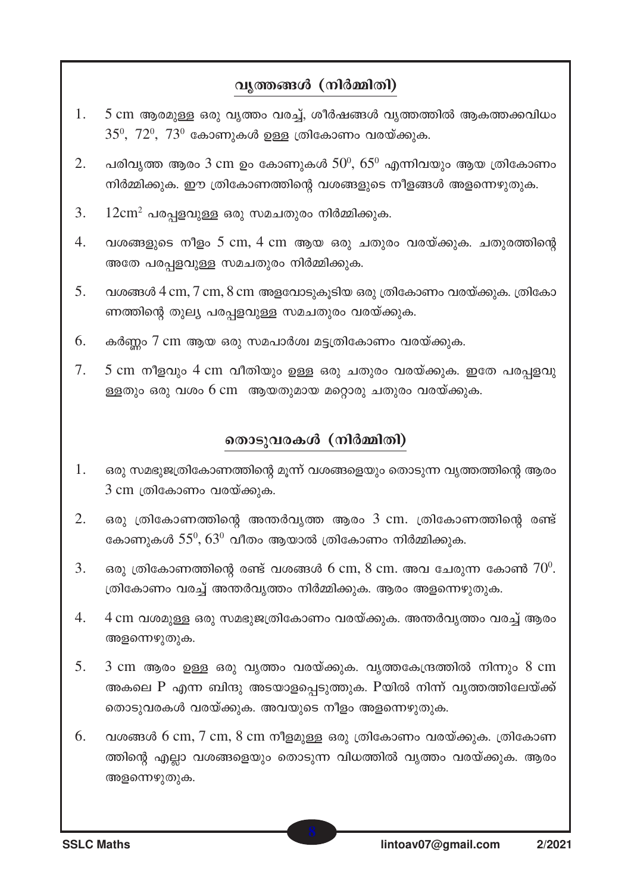## വൃത്തങ്ങൾ (നിർമ്മിതി)

1. 5 cm ആരമുള്ള ഒരു വൃത്തം വരച്ച്, ശീർഷങ്ങൾ വൃത്തത്തിൽ ആകത്തക്കവിധം $35^0$, $72^0$, $73^0$ കോണുകൾ ഉള്ള ത്രികോണം വരയ്ക്കുക.
2. പരിവൃത്ത ആരം 3 cm ഉം കോണുകൾ $50^0$, $65^0$ എന്നിവയും ആയ ത്രികോണം നിർമ്മിക്കുക. ഈ ത്രികോണത്തിന്റെ വശങ്ങളുടെ നീളങ്ങൾ അളന്നെഴുതുക.
3. $12 cm^2$ പരപ്പളവുള്ള ഒരു സമചതുരം നിർമ്മിക്കുക.
4. വശങ്ങളുടെ നീളം 5 cm, 4 cm ആയ ഒരു ചതുരം വരയ്ക്കുക. ചതുരത്തിന്റെ അതേ പരപ്പളവുള്ള സമചതുരം നിർമ്മിക്കുക.
5. വശങ്ങൾ 4 cm, 7 cm, 8 cm അളവോടുകൂടിയ ഒരു ത്രികോണം വരയ്ക്കുക. ത്രികോണത്തിന്റെ തുല്യ പരപ്പളവുള്ള സമചതുരം വരയ്ക്കുക.
6. കർണ്ണം 7 cm ആയ ഒരു സമപാർശ്വ മട്ടത്രികോണം വരയ്ക്കുക.
7. 5 cm നീളവും 4 cm വീതിയും ഉള്ള ഒരു ചതുരം വരയ്ക്കുക. ഇതേ പരപ്പളവുള്ളതും ഒരു വശം 6 cm ആയതുമായ മറ്റൊരു ചതുരം വരയ്ക്കുക.

## തൊടുവരകൾ (നിർമ്മിതി)

1. ഒരു സമഭുജത്രികോണത്തിന്റെ മൂന്ന് വശങ്ങളെയും തൊടുന്ന വൃത്തത്തിന്റെ ആരം 3 cm ത്രികോണം വരയ്ക്കുക.
2. ഒരു ത്രികോണത്തിന്റെ അന്തർവൃത്ത ആരം 3 cm. ത്രികോണത്തിന്റെ രണ്ട് കോണുകൾ $55^0$, $63^0$ വീതം ആയാൽ ത്രികോണം നിർമ്മിക്കുക.
3. ഒരു ത്രികോണത്തിന്റെ രണ്ട് വശങ്ങൾ 6 cm, 8 cm. അവ ചേരുന്ന കോൺ $70^0$. ത്രികോണം വരച്ച് അന്തർവൃത്തം നിർമ്മിക്കുക. ആരം അളന്നെഴുതുക.
4. 4 cm വശമുള്ള ഒരു സമഭുജത്രികോണം വരയ്ക്കുക. അന്തർവൃത്തം വരച്ച് ആരം അളന്നെഴുതുക.
5. 3 cm ആരം ഉള്ള ഒരു വൃത്തം വരയ്ക്കുക. വൃത്തകേന്ദ്രത്തിൽ നിന്നും 8 cm അകലെ P എന്ന ബിന്ദു അടയാളപ്പെടുത്തുക. Pയിൽ നിന്ന് വൃത്തത്തിലേയ്ക്ക് തൊടുവരകൾ വരയ്ക്കുക. അവയുടെ നീളം അളന്നെഴുതുക.
6. വശങ്ങൾ 6 cm, 7 cm, 8 cm നീളമുള്ള ഒരു ത്രികോണം വരയ്ക്കുക. ത്രികോണത്തിന്റെ എല്ലാ വശങ്ങളെയും തൊടുന്ന വിധത്തിൽ വൃത്തം വരയ്ക്കുക. ആരം അളന്നെഴുതുക.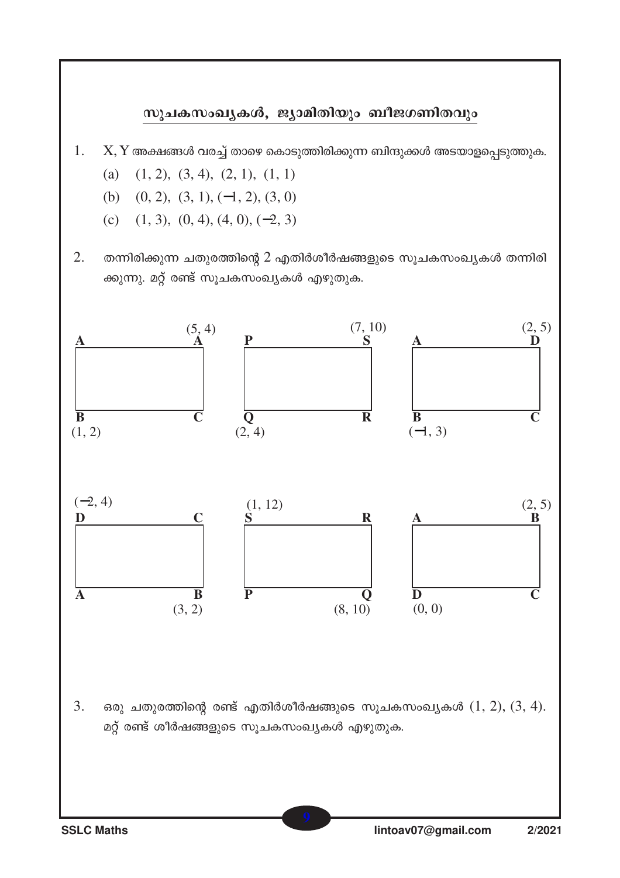## സൂചകസംഖ്യകൾ, ജ്യാമിതിയും ബീജഗണിതവും

1. X, Y അക്ഷങ്ങൾ വരച്ച് താഴെ കൊടുത്തിരിക്കുന്ന ബിന്ദുക്കൾ അടയാളപ്പെടുത്തുക.

   (a) $(1, 2)$, $(3, 4)$, $(2, 1)$, $(1, 1)$

   (b) $(0, 2)$, $(3, 1)$, $(-1, 2)$, $(3, 0)$

   (c) $(1, 3)$, $(0, 4)$, $(4, 0)$, $(-2, 3)$

2. തന്നിരിക്കുന്ന ചതുരത്തിന്റെ 2 എതിർശീർഷങ്ങളുടെ സൂചകസംഖ്യകൾ തന്നിരിക്കുന്നു. മറ്റ് രണ്ട് സൂചകസംഖ്യകൾ എഴുതുക.

A &nbsp;&nbsp;&nbsp;&nbsp;&nbsp;&nbsp;&nbsp;&nbsp; A $(5, 4)$
B $(1, 2)$ &nbsp;&nbsp;&nbsp;&nbsp; C

P &nbsp;&nbsp;&nbsp;&nbsp;&nbsp;&nbsp;&nbsp;&nbsp; S $(7, 10)$
Q $(2, 4)$ &nbsp;&nbsp;&nbsp;&nbsp; R

A &nbsp;&nbsp;&nbsp;&nbsp;&nbsp;&nbsp;&nbsp;&nbsp; D $(2, 5)$
B $(-1, 3)$ &nbsp;&nbsp;&nbsp;&nbsp; C

D $(-2, 4)$ &nbsp;&nbsp;&nbsp;&nbsp; C
A &nbsp;&nbsp;&nbsp;&nbsp;&nbsp;&nbsp;&nbsp;&nbsp; B $(3, 2)$

S $(1, 12)$ &nbsp;&nbsp;&nbsp;&nbsp; R
P &nbsp;&nbsp;&nbsp;&nbsp;&nbsp;&nbsp;&nbsp;&nbsp; Q $(8, 10)$

A &nbsp;&nbsp;&nbsp;&nbsp;&nbsp;&nbsp;&nbsp;&nbsp; B $(2, 5)$
D $(0, 0)$ &nbsp;&nbsp;&nbsp;&nbsp; C

3. ഒരു ചതുരത്തിന്റെ രണ്ട് എതിർശീർഷങ്ങളുടെ സൂചകസംഖ്യകൾ $(1, 2)$, $(3, 4)$. മറ്റ് രണ്ട് ശീർഷങ്ങളുടെ സൂചകസംഖ്യകൾ എഴുതുക.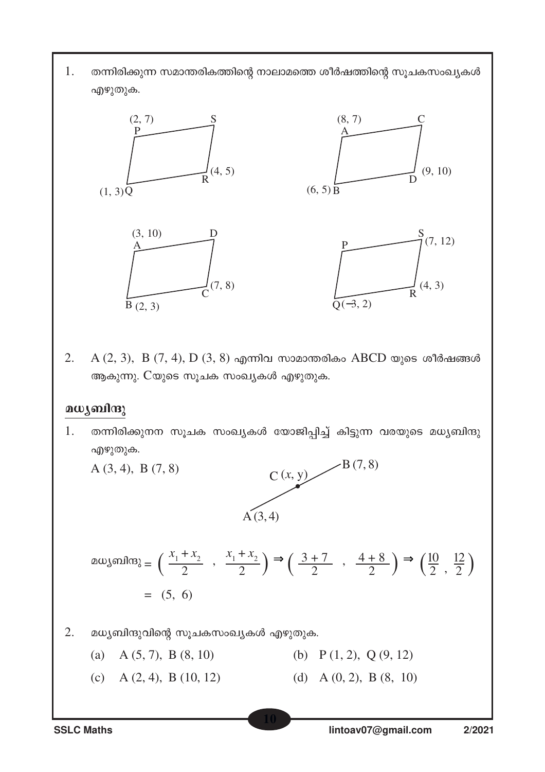1. തന്നിരിക്കുന്ന സമാന്തരികത്തിന്റെ നാലാമത്തെ ശീർഷത്തിന്റെ സൂചകസംഖ്യകൾ എഴുതുക.

P (2, 7), Q (1, 3), R (4, 5), S

A (8, 7), B (6, 5), D (9, 10), C

A (3, 10), B (2, 3), C (7, 8), D

Q (−3, 2), R (4, 3), S (7, 12), P

2. A (2, 3), B (7, 4), D (3, 8) എന്നിവ സാമാന്തരികം ABCD യുടെ ശീർഷങ്ങൾ ആകുന്നു. Cയുടെ സൂചക സംഖ്യകൾ എഴുതുക.

## മധ്യബിന്ദു

1. തന്നിരിക്കുനന സൂചക സംഖ്യകൾ യോജിപ്പിച്ച് കിട്ടുന്ന വരയുടെ മധ്യബിന്ദു എഴുതുക.

A (3, 4), B (7, 8)

C $(x, y)$

$$\text{മധ്യബിന്ദു} = \left( \frac{x_1 + x_2}{2} \ , \ \frac{x_1 + x_2}{2} \right) \Rightarrow \left( \frac{3+7}{2} \ , \ \frac{4+8}{2} \right) \Rightarrow \left( \frac{10}{2} , \frac{12}{2} \right)$$

$$= (5, \ 6)$$

2. മധ്യബിന്ദുവിന്റെ സൂചകസംഖ്യകൾ എഴുതുക.

(a) A (5, 7), B (8, 10)

(b) P (1, 2), Q (9, 12)

(c) A (2, 4), B (10, 12)

(d) A (0, 2), B (8, 10)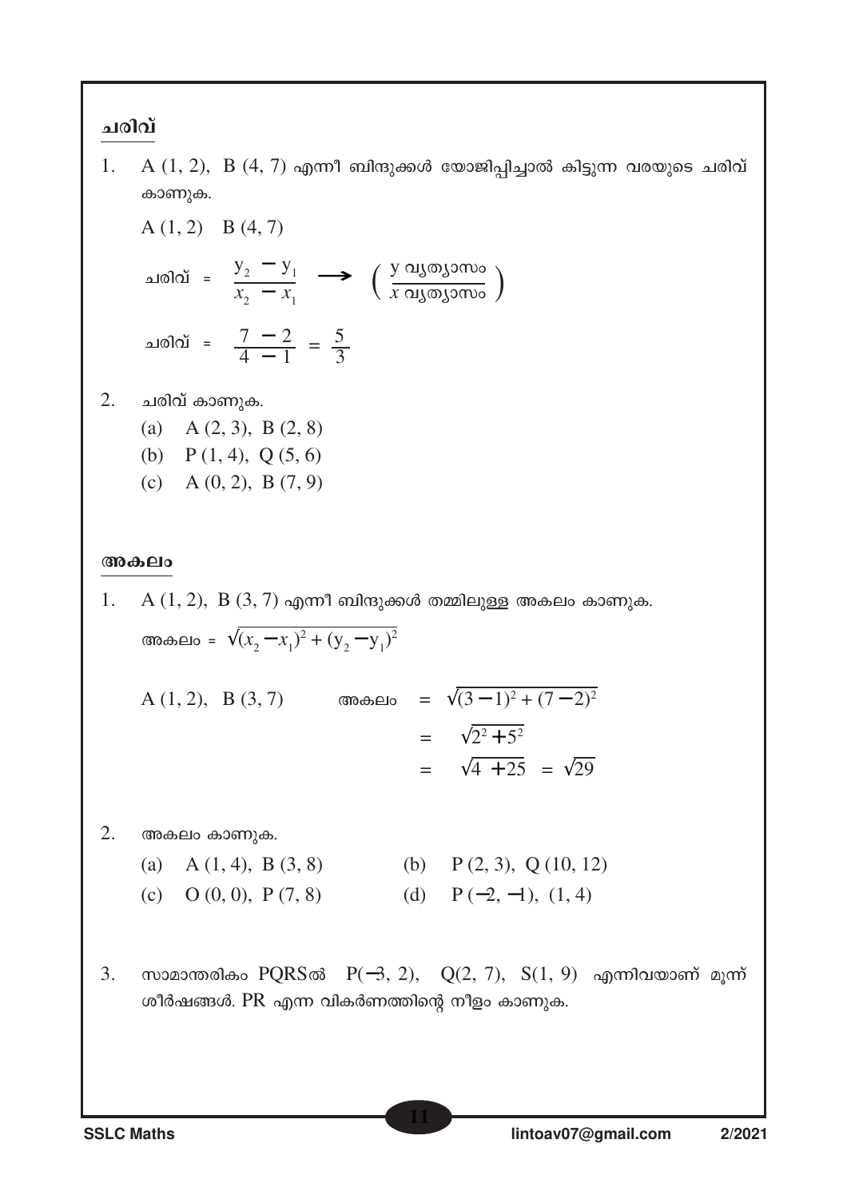## ചരിവ്

1. A (1, 2), B (4, 7) എന്നീ ബിന്ദുക്കൾ യോജിപ്പിച്ചാൽ കിട്ടുന്ന വരയുടെ ചരിവ് കാണുക.

   A (1, 2) B (4, 7)

   $$\text{ചരിവ്} = \frac{y_2 - y_1}{x_2 - x_1} \longrightarrow \left( \frac{y \text{ വ്യത്യാസം}}{x \text{ വ്യത്യാസം}} \right)$$

   $$\text{ചരിവ്} = \frac{7 - 2}{4 - 1} = \frac{5}{3}$$

2. ചരിവ് കാണുക.
   - (a) A (2, 3), B (2, 8)
   - (b) P (1, 4), Q (5, 6)
   - (c) A (0, 2), B (7, 9)

## അകലം

1. A (1, 2), B (3, 7) എന്നീ ബിന്ദുക്കൾ തമ്മിലുള്ള അകലം കാണുക.

   $$\text{അകലം} = \sqrt{(x_2 - x_1)^2 + (y_2 - y_1)^2}$$

   A (1, 2), B (3, 7)

   $$\text{അകലം} = \sqrt{(3-1)^2 + (7-2)^2} = \sqrt{2^2 + 5^2} = \sqrt{4 + 25} = \sqrt{29}$$

2. അകലം കാണുക.
   - (a) A (1, 4), B (3, 8)
   - (b) P (2, 3), Q (10, 12)
   - (c) O (0, 0), P (7, 8)
   - (d) P (−2, −1), (1, 4)

3. സാമാന്തരികം PQRSൽ P(−3, 2), Q(2, 7), S(1, 9) എന്നിവയാണ് മൂന്ന് ശീർഷങ്ങൾ. PR എന്ന വികർണത്തിന്റെ നീളം കാണുക.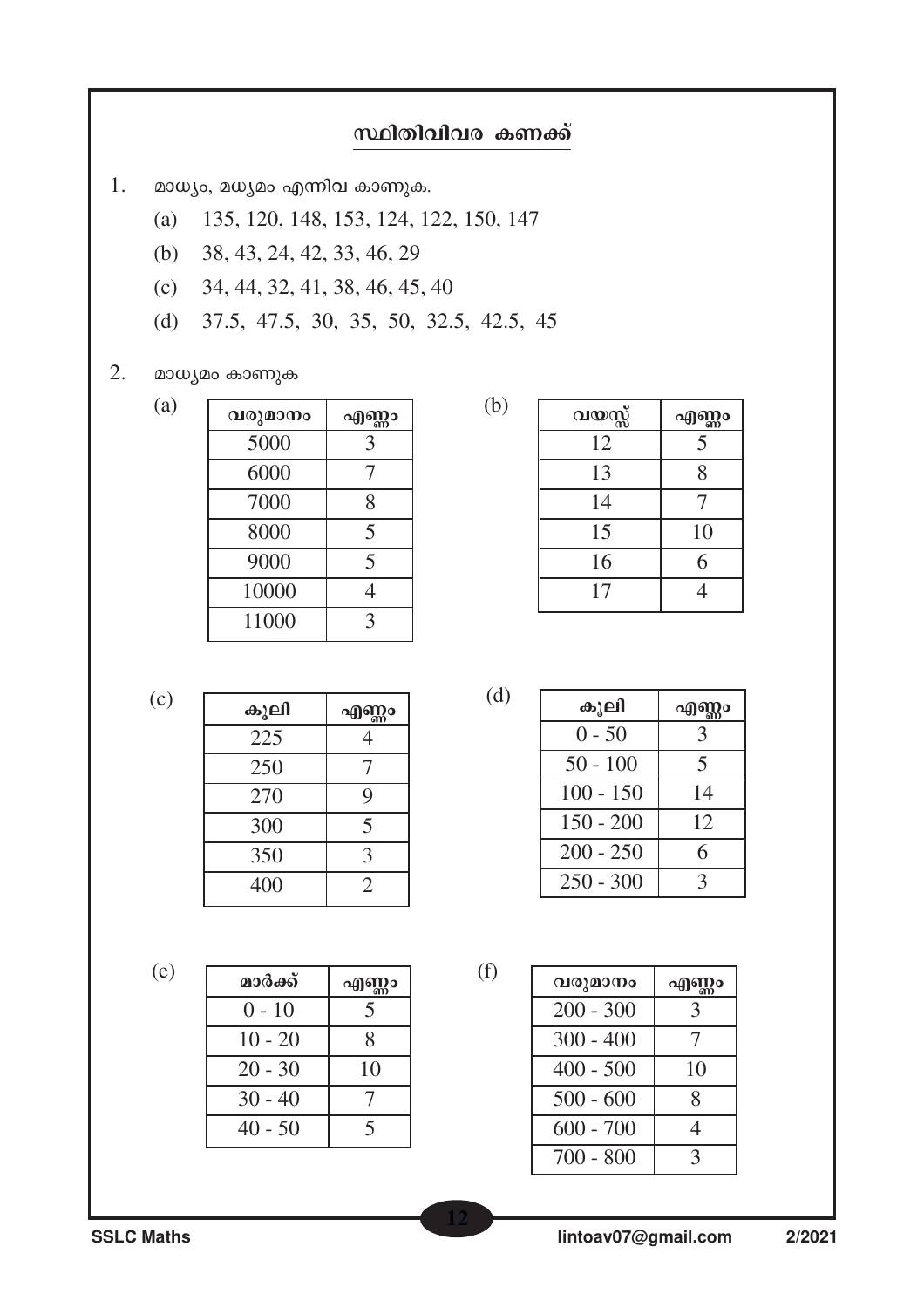## സ്ഥിതിവിവര കണക്ക്

1. മാധ്യം, മധ്യമം എന്നിവ കാണുക.

   (a) 135, 120, 148, 153, 124, 122, 150, 147

   (b) 38, 43, 24, 42, 33, 46, 29

   (c) 34, 44, 32, 41, 38, 46, 45, 40

   (d) 37.5, 47.5, 30, 35, 50, 32.5, 42.5, 45

2. മാധ്യമം കാണുക

(a)

| വരുമാനം | എണ്ണം |
|---|---|
| 5000 | 3 |
| 6000 | 7 |
| 7000 | 8 |
| 8000 | 5 |
| 9000 | 5 |
| 10000 | 4 |
| 11000 | 3 |

(b)

| വയസ്സ് | എണ്ണം |
|---|---|
| 12 | 5 |
| 13 | 8 |
| 14 | 7 |
| 15 | 10 |
| 16 | 6 |
| 17 | 4 |

(c)

| കൂലി | എണ്ണം |
|---|---|
| 225 | 4 |
| 250 | 7 |
| 270 | 9 |
| 300 | 5 |
| 350 | 3 |
| 400 | 2 |

(d)

| കൂലി | എണ്ണം |
|---|---|
| 0 - 50 | 3 |
| 50 - 100 | 5 |
| 100 - 150 | 14 |
| 150 - 200 | 12 |
| 200 - 250 | 6 |
| 250 - 300 | 3 |

(e)

| മാർക്ക് | എണ്ണം |
|---|---|
| 0 - 10 | 5 |
| 10 - 20 | 8 |
| 20 - 30 | 10 |
| 30 - 40 | 7 |
| 40 - 50 | 5 |

(f)

| വരുമാനം | എണ്ണം |
|---|---|
| 200 - 300 | 3 |
| 300 - 400 | 7 |
| 400 - 500 | 10 |
| 500 - 600 | 8 |
| 600 - 700 | 4 |
| 700 - 800 | 3 |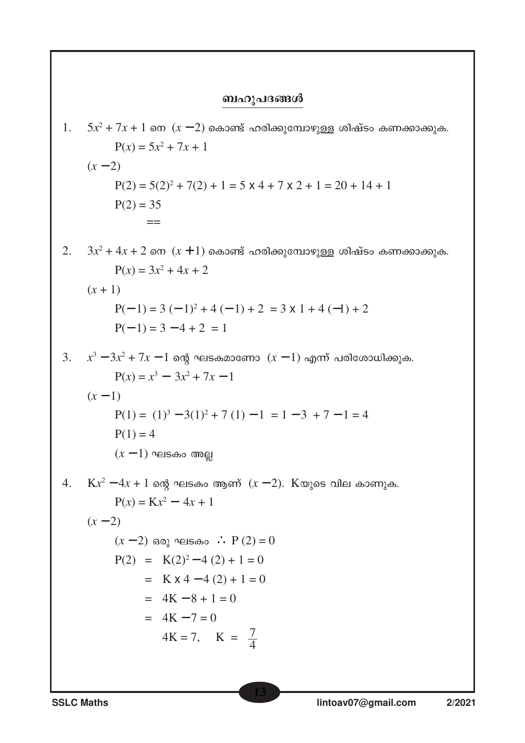## ബഹുപദങ്ങൾ

1. $5x^2 + 7x + 1$ നെ $(x - 2)$ കൊണ്ട് ഹരിക്കുമ്പോഴുള്ള ശിഷ്ടം കണക്കാക്കുക.

   $P(x) = 5x^2 + 7x + 1$

   $(x - 2)$

   $P(2) = 5(2)^2 + 7(2) + 1 = 5 \times 4 + 7 \times 2 + 1 = 20 + 14 + 1$

   $P(2) = 35$

2. $3x^2 + 4x + 2$ നെ $(x + 1)$ കൊണ്ട് ഹരിക്കുമ്പോഴുള്ള ശിഷ്ടം കണക്കാക്കുക.

   $P(x) = 3x^2 + 4x + 2$

   $(x + 1)$

   $P(-1) = 3(-1)^2 + 4(-1) + 2 = 3 \times 1 + 4(-1) + 2$

   $P(-1) = 3 - 4 + 2 = 1$

3. $x^3 - 3x^2 + 7x - 1$ ന്റെ ഘടകമാണോ $(x - 1)$ എന്ന് പരിശോധിക്കുക.

   $P(x) = x^3 - 3x^2 + 7x - 1$

   $(x - 1)$

   $P(1) = (1)^3 - 3(1)^2 + 7(1) - 1 = 1 - 3 + 7 - 1 = 4$

   $P(1) = 4$

   $(x - 1)$ ഘടകം അല്ല

4. $Kx^2 - 4x + 1$ ന്റെ ഘടകം ആണ് $(x - 2)$. Kയുടെ വില കാണുക.

   $P(x) = Kx^2 - 4x + 1$

   $(x - 2)$

   $(x - 2)$ ഒരു ഘടകം $\therefore P(2) = 0$

   $P(2) = K(2)^2 - 4(2) + 1 = 0$

   $= K \times 4 - 4(2) + 1 = 0$

   $= 4K - 8 + 1 = 0$

   $= 4K - 7 = 0$

   $4K = 7, \quad K = \frac{7}{4}$